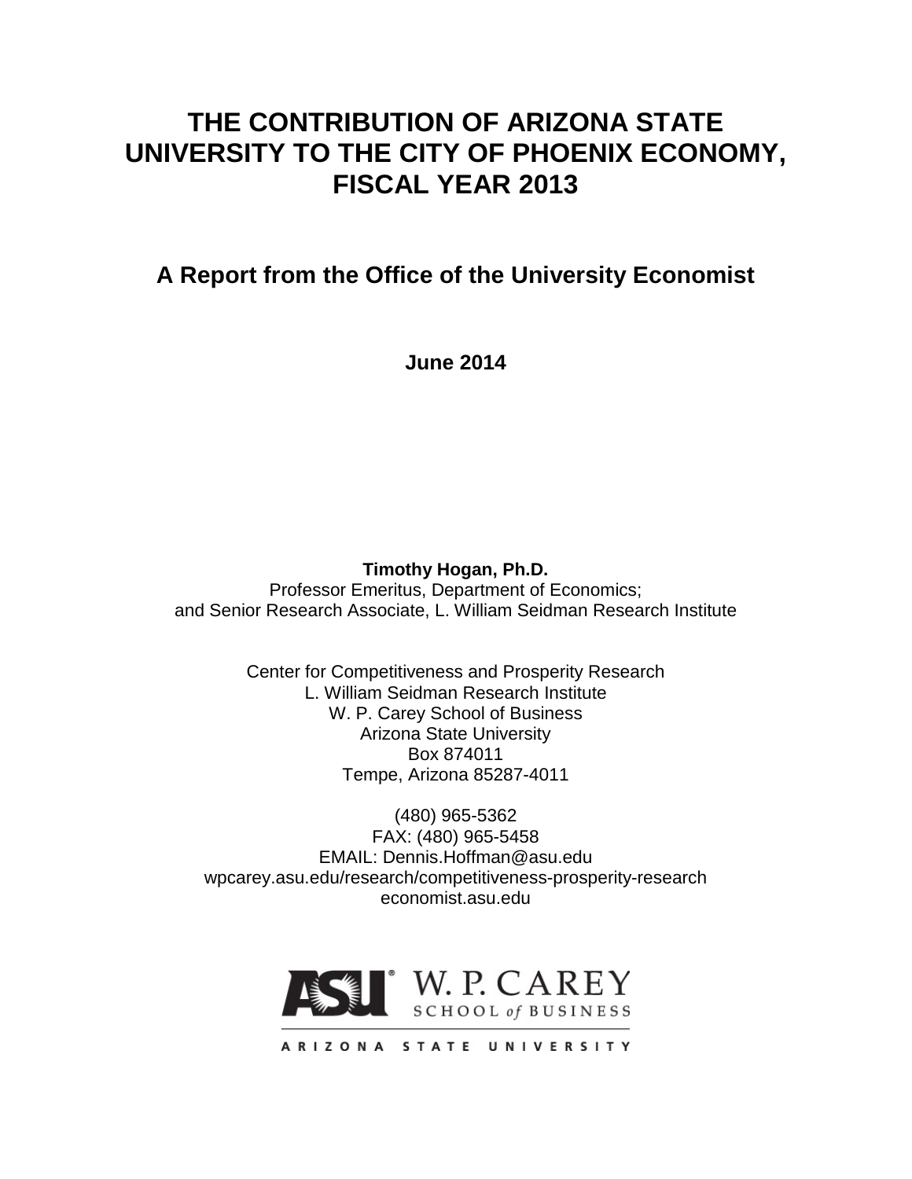# THE CONTRIBUTION OF ARIZONA STATE UNIVERSITY TO THE CITY OF PHOENIX ECONOMY, FISCAL YEAR 2013

## A Report from the Office of the University Economist

**June 2014**

**Timothy Hogan, Ph.D.**
Professor Emeritus, Department of Economics;
and Senior Research Associate, L. William Seidman Research Institute

Center for Competitiveness and Prosperity Research
L. William Seidman Research Institute
W. P. Carey School of Business
Arizona State University
Box 874011
Tempe, Arizona 85287-4011

(480) 965-5362
FAX: (480) 965-5458
EMAIL: Dennis.Hoffman@asu.edu
wpcarey.asu.edu/research/competitiveness-prosperity-research
economist.asu.edu

ASU W. P. CAREY SCHOOL of BUSINESS
ARIZONA STATE UNIVERSITY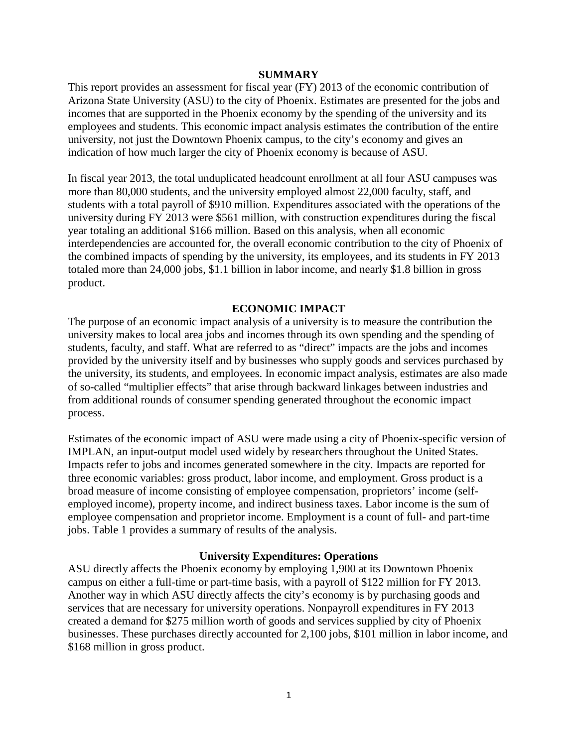## SUMMARY

This report provides an assessment for fiscal year (FY) 2013 of the economic contribution of Arizona State University (ASU) to the city of Phoenix. Estimates are presented for the jobs and incomes that are supported in the Phoenix economy by the spending of the university and its employees and students. This economic impact analysis estimates the contribution of the entire university, not just the Downtown Phoenix campus, to the city's economy and gives an indication of how much larger the city of Phoenix economy is because of ASU.

In fiscal year 2013, the total unduplicated headcount enrollment at all four ASU campuses was more than 80,000 students, and the university employed almost 22,000 faculty, staff, and students with a total payroll of $910 million. Expenditures associated with the operations of the university during FY 2013 were $561 million, with construction expenditures during the fiscal year totaling an additional $166 million. Based on this analysis, when all economic interdependencies are accounted for, the overall economic contribution to the city of Phoenix of the combined impacts of spending by the university, its employees, and its students in FY 2013 totaled more than 24,000 jobs, $1.1 billion in labor income, and nearly $1.8 billion in gross product.

## ECONOMIC IMPACT

The purpose of an economic impact analysis of a university is to measure the contribution the university makes to local area jobs and incomes through its own spending and the spending of students, faculty, and staff. What are referred to as "direct" impacts are the jobs and incomes provided by the university itself and by businesses who supply goods and services purchased by the university, its students, and employees. In economic impact analysis, estimates are also made of so-called "multiplier effects" that arise through backward linkages between industries and from additional rounds of consumer spending generated throughout the economic impact process.

Estimates of the economic impact of ASU were made using a city of Phoenix-specific version of IMPLAN, an input-output model used widely by researchers throughout the United States. Impacts refer to jobs and incomes generated somewhere in the city. Impacts are reported for three economic variables: gross product, labor income, and employment. Gross product is a broad measure of income consisting of employee compensation, proprietors' income (self-employed income), property income, and indirect business taxes. Labor income is the sum of employee compensation and proprietor income. Employment is a count of full- and part-time jobs. Table 1 provides a summary of results of the analysis.

### University Expenditures: Operations

ASU directly affects the Phoenix economy by employing 1,900 at its Downtown Phoenix campus on either a full-time or part-time basis, with a payroll of $122 million for FY 2013. Another way in which ASU directly affects the city's economy is by purchasing goods and services that are necessary for university operations. Nonpayroll expenditures in FY 2013 created a demand for $275 million worth of goods and services supplied by city of Phoenix businesses. These purchases directly accounted for 2,100 jobs, $101 million in labor income, and $168 million in gross product.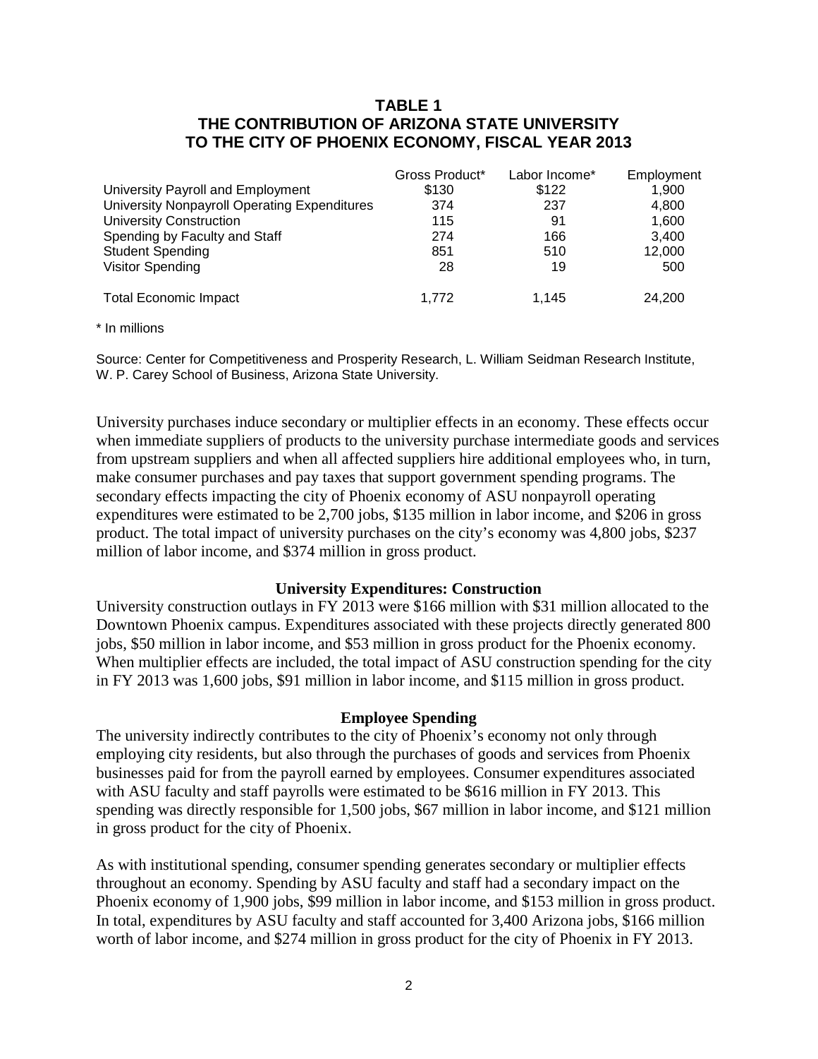**TABLE 1**
**THE CONTRIBUTION OF ARIZONA STATE UNIVERSITY TO THE CITY OF PHOENIX ECONOMY, FISCAL YEAR 2013**

| | Gross Product* | Labor Income* | Employment |
|---|---|---|---|
| University Payroll and Employment | $130 | $122 | 1,900 |
| University Nonpayroll Operating Expenditures | 374 | 237 | 4,800 |
| University Construction | 115 | 91 | 1,600 |
| Spending by Faculty and Staff | 274 | 166 | 3,400 |
| Student Spending | 851 | 510 | 12,000 |
| Visitor Spending | 28 | 19 | 500 |
| Total Economic Impact | 1,772 | 1,145 | 24,200 |

\* In millions

Source: Center for Competitiveness and Prosperity Research, L. William Seidman Research Institute, W. P. Carey School of Business, Arizona State University.

University purchases induce secondary or multiplier effects in an economy. These effects occur when immediate suppliers of products to the university purchase intermediate goods and services from upstream suppliers and when all affected suppliers hire additional employees who, in turn, make consumer purchases and pay taxes that support government spending programs. The secondary effects impacting the city of Phoenix economy of ASU nonpayroll operating expenditures were estimated to be 2,700 jobs, $135 million in labor income, and $206 in gross product. The total impact of university purchases on the city's economy was 4,800 jobs, $237 million of labor income, and $374 million in gross product.

### University Expenditures: Construction

University construction outlays in FY 2013 were $166 million with $31 million allocated to the Downtown Phoenix campus. Expenditures associated with these projects directly generated 800 jobs, $50 million in labor income, and $53 million in gross product for the Phoenix economy. When multiplier effects are included, the total impact of ASU construction spending for the city in FY 2013 was 1,600 jobs, $91 million in labor income, and $115 million in gross product.

### Employee Spending

The university indirectly contributes to the city of Phoenix's economy not only through employing city residents, but also through the purchases of goods and services from Phoenix businesses paid for from the payroll earned by employees. Consumer expenditures associated with ASU faculty and staff payrolls were estimated to be $616 million in FY 2013. This spending was directly responsible for 1,500 jobs, $67 million in labor income, and $121 million in gross product for the city of Phoenix.

As with institutional spending, consumer spending generates secondary or multiplier effects throughout an economy. Spending by ASU faculty and staff had a secondary impact on the Phoenix economy of 1,900 jobs, $99 million in labor income, and $153 million in gross product. In total, expenditures by ASU faculty and staff accounted for 3,400 Arizona jobs, $166 million worth of labor income, and $274 million in gross product for the city of Phoenix in FY 2013.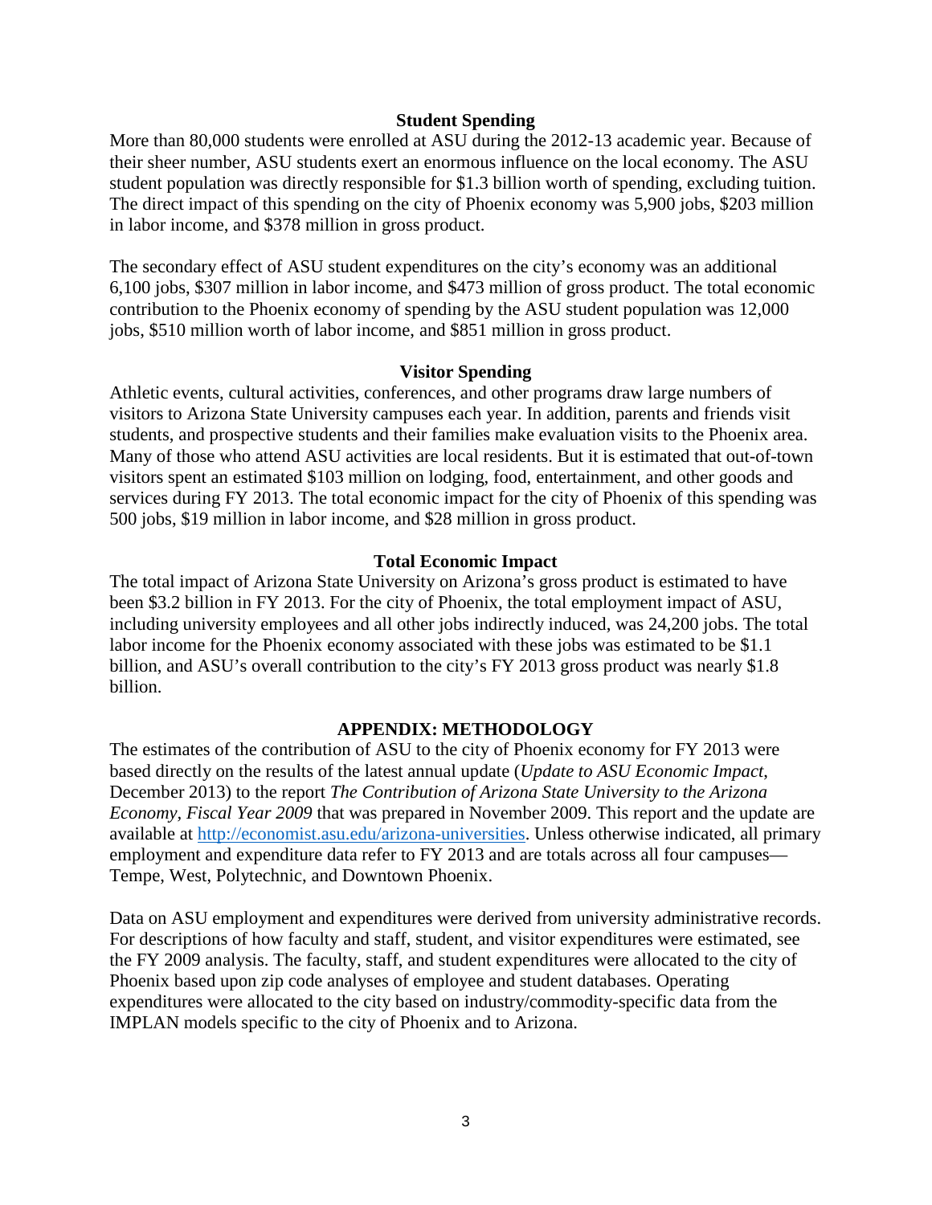## Student Spending

More than 80,000 students were enrolled at ASU during the 2012-13 academic year. Because of their sheer number, ASU students exert an enormous influence on the local economy. The ASU student population was directly responsible for $1.3 billion worth of spending, excluding tuition. The direct impact of this spending on the city of Phoenix economy was 5,900 jobs, $203 million in labor income, and $378 million in gross product.

The secondary effect of ASU student expenditures on the city's economy was an additional 6,100 jobs, $307 million in labor income, and $473 million of gross product. The total economic contribution to the Phoenix economy of spending by the ASU student population was 12,000 jobs, $510 million worth of labor income, and $851 million in gross product.

## Visitor Spending

Athletic events, cultural activities, conferences, and other programs draw large numbers of visitors to Arizona State University campuses each year. In addition, parents and friends visit students, and prospective students and their families make evaluation visits to the Phoenix area. Many of those who attend ASU activities are local residents. But it is estimated that out-of-town visitors spent an estimated $103 million on lodging, food, entertainment, and other goods and services during FY 2013. The total economic impact for the city of Phoenix of this spending was 500 jobs, $19 million in labor income, and $28 million in gross product.

## Total Economic Impact

The total impact of Arizona State University on Arizona's gross product is estimated to have been $3.2 billion in FY 2013. For the city of Phoenix, the total employment impact of ASU, including university employees and all other jobs indirectly induced, was 24,200 jobs. The total labor income for the Phoenix economy associated with these jobs was estimated to be $1.1 billion, and ASU's overall contribution to the city's FY 2013 gross product was nearly $1.8 billion.

## APPENDIX: METHODOLOGY

The estimates of the contribution of ASU to the city of Phoenix economy for FY 2013 were based directly on the results of the latest annual update (*Update to ASU Economic Impact*, December 2013) to the report *The Contribution of Arizona State University to the Arizona Economy, Fiscal Year 2009* that was prepared in November 2009. This report and the update are available at [http://economist.asu.edu/arizona-universities](http://economist.asu.edu/arizona-universities). Unless otherwise indicated, all primary employment and expenditure data refer to FY 2013 and are totals across all four campuses—Tempe, West, Polytechnic, and Downtown Phoenix.

Data on ASU employment and expenditures were derived from university administrative records. For descriptions of how faculty and staff, student, and visitor expenditures were estimated, see the FY 2009 analysis. The faculty, staff, and student expenditures were allocated to the city of Phoenix based upon zip code analyses of employee and student databases. Operating expenditures were allocated to the city based on industry/commodity-specific data from the IMPLAN models specific to the city of Phoenix and to Arizona.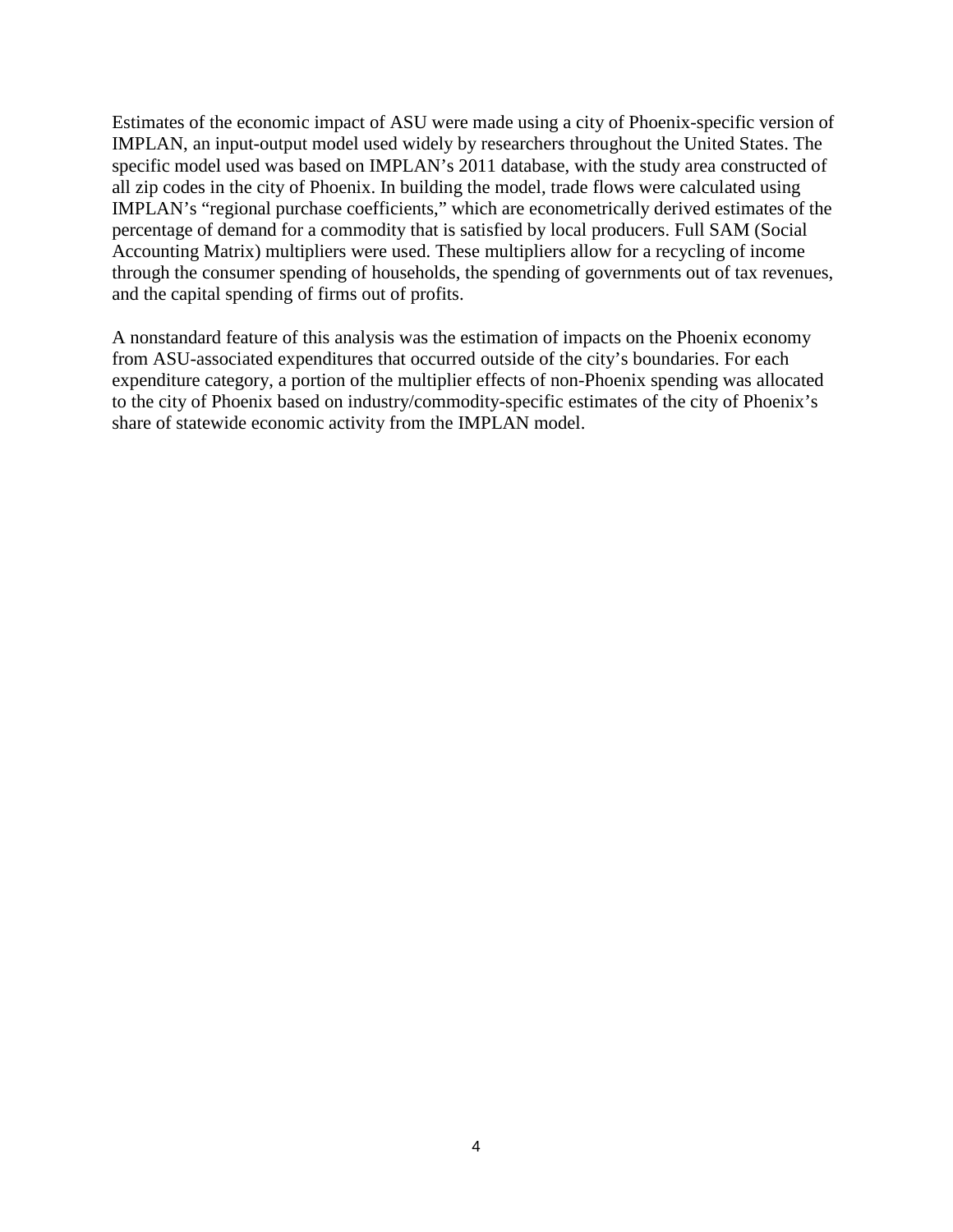Estimates of the economic impact of ASU were made using a city of Phoenix-specific version of IMPLAN, an input-output model used widely by researchers throughout the United States. The specific model used was based on IMPLAN's 2011 database, with the study area constructed of all zip codes in the city of Phoenix. In building the model, trade flows were calculated using IMPLAN's "regional purchase coefficients," which are econometrically derived estimates of the percentage of demand for a commodity that is satisfied by local producers. Full SAM (Social Accounting Matrix) multipliers were used. These multipliers allow for a recycling of income through the consumer spending of households, the spending of governments out of tax revenues, and the capital spending of firms out of profits.

A nonstandard feature of this analysis was the estimation of impacts on the Phoenix economy from ASU-associated expenditures that occurred outside of the city's boundaries. For each expenditure category, a portion of the multiplier effects of non-Phoenix spending was allocated to the city of Phoenix based on industry/commodity-specific estimates of the city of Phoenix's share of statewide economic activity from the IMPLAN model.